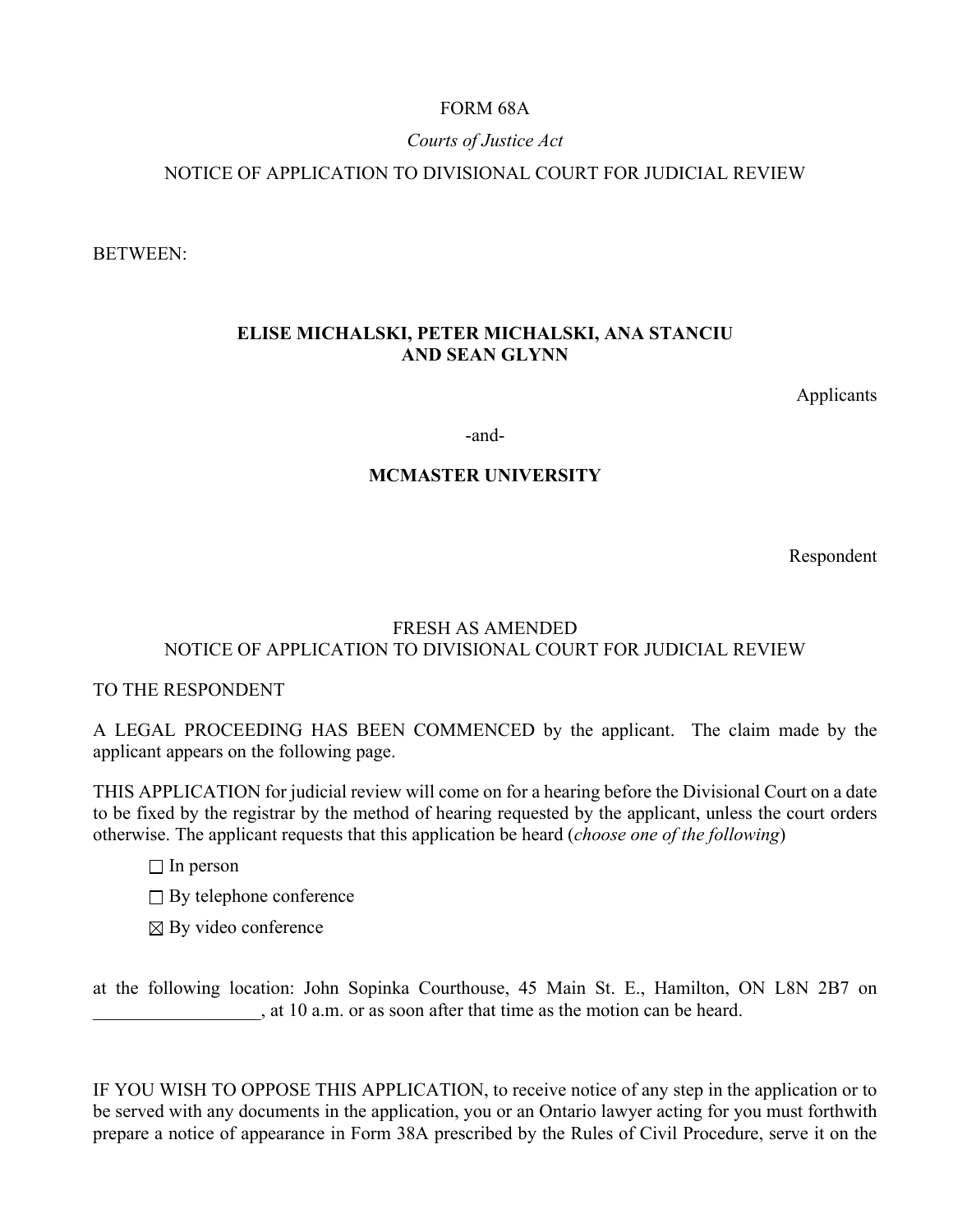FORM 68A

*Courts of Justice Act*

NOTICE OF APPLICATION TO DIVISIONAL COURT FOR JUDICIAL REVIEW

BETWEEN:

**ELISE MICHALSKI, PETER MICHALSKI, ANA STANCIU AND SEAN GLYNN**

Applicants

-and-

**MCMASTER UNIVERSITY**

Respondent

FRESH AS AMENDED
NOTICE OF APPLICATION TO DIVISIONAL COURT FOR JUDICIAL REVIEW

TO THE RESPONDENT

A LEGAL PROCEEDING HAS BEEN COMMENCED by the applicant. The claim made by the applicant appears on the following page.

THIS APPLICATION for judicial review will come on for a hearing before the Divisional Court on a date to be fixed by the registrar by the method of hearing requested by the applicant, unless the court orders otherwise. The applicant requests that this application be heard (*choose one of the following*)

- ☐ In person
- ☐ By telephone conference
- ☒ By video conference

at the following location: John Sopinka Courthouse, 45 Main St. E., Hamilton, ON L8N 2B7 on __________________, at 10 a.m. or as soon after that time as the motion can be heard.

IF YOU WISH TO OPPOSE THIS APPLICATION, to receive notice of any step in the application or to be served with any documents in the application, you or an Ontario lawyer acting for you must forthwith prepare a notice of appearance in Form 38A prescribed by the Rules of Civil Procedure, serve it on the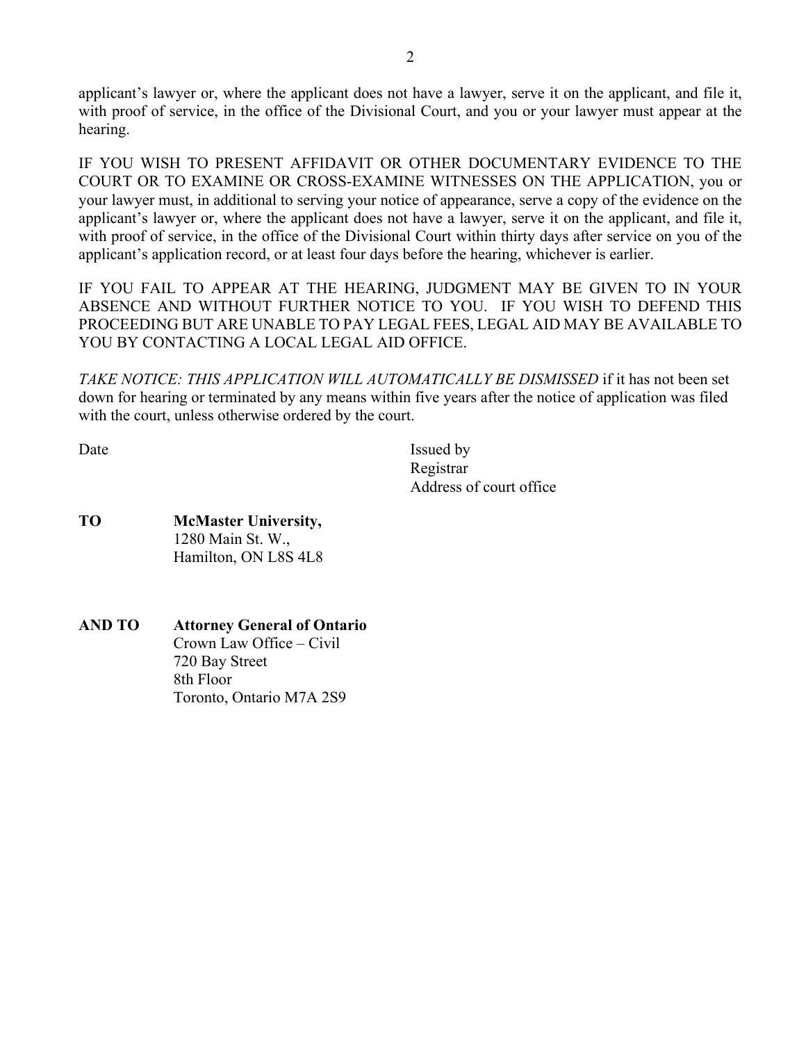applicant's lawyer or, where the applicant does not have a lawyer, serve it on the applicant, and file it, with proof of service, in the office of the Divisional Court, and you or your lawyer must appear at the hearing.

IF YOU WISH TO PRESENT AFFIDAVIT OR OTHER DOCUMENTARY EVIDENCE TO THE COURT OR TO EXAMINE OR CROSS-EXAMINE WITNESSES ON THE APPLICATION, you or your lawyer must, in additional to serving your notice of appearance, serve a copy of the evidence on the applicant's lawyer or, where the applicant does not have a lawyer, serve it on the applicant, and file it, with proof of service, in the office of the Divisional Court within thirty days after service on you of the applicant's application record, or at least four days before the hearing, whichever is earlier.

IF YOU FAIL TO APPEAR AT THE HEARING, JUDGMENT MAY BE GIVEN TO IN YOUR ABSENCE AND WITHOUT FURTHER NOTICE TO YOU. IF YOU WISH TO DEFEND THIS PROCEEDING BUT ARE UNABLE TO PAY LEGAL FEES, LEGAL AID MAY BE AVAILABLE TO YOU BY CONTACTING A LOCAL LEGAL AID OFFICE.

*TAKE NOTICE: THIS APPLICATION WILL AUTOMATICALLY BE DISMISSED* if it has not been set down for hearing or terminated by any means within five years after the notice of application was filed with the court, unless otherwise ordered by the court.

Date

Issued by
Registrar
Address of court office

**TO** **McMaster University,**
1280 Main St. W.,
Hamilton, ON L8S 4L8

**AND TO** **Attorney General of Ontario**
Crown Law Office – Civil
720 Bay Street
8th Floor
Toronto, Ontario M7A 2S9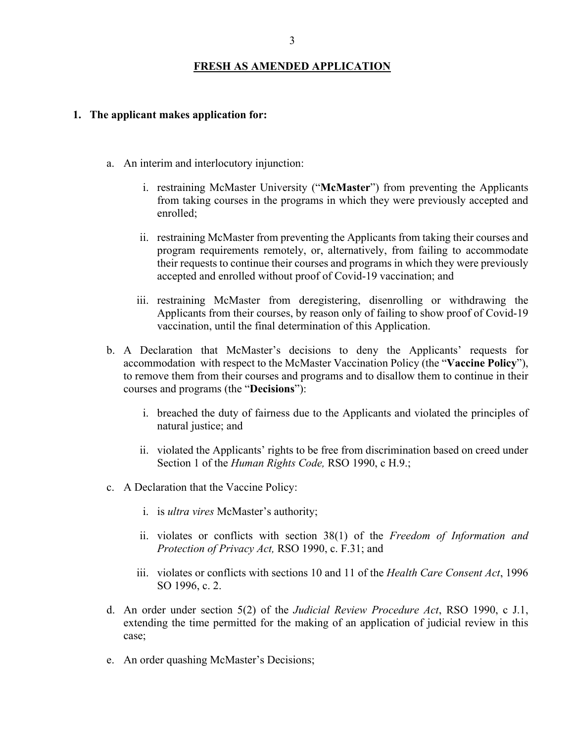## FRESH AS AMENDED APPLICATION

### 1. The applicant makes application for:

a. An interim and interlocutory injunction:

   i. restraining McMaster University ("**McMaster**") from preventing the Applicants from taking courses in the programs in which they were previously accepted and enrolled;

   ii. restraining McMaster from preventing the Applicants from taking their courses and program requirements remotely, or, alternatively, from failing to accommodate their requests to continue their courses and programs in which they were previously accepted and enrolled without proof of Covid-19 vaccination; and

   iii. restraining McMaster from deregistering, disenrolling or withdrawing the Applicants from their courses, by reason only of failing to show proof of Covid-19 vaccination, until the final determination of this Application.

b. A Declaration that McMaster's decisions to deny the Applicants' requests for accommodation with respect to the McMaster Vaccination Policy (the "**Vaccine Policy**"), to remove them from their courses and programs and to disallow them to continue in their courses and programs (the "**Decisions**"):

   i. breached the duty of fairness due to the Applicants and violated the principles of natural justice; and

   ii. violated the Applicants' rights to be free from discrimination based on creed under Section 1 of the *Human Rights Code,* RSO 1990, c H.9.;

c. A Declaration that the Vaccine Policy:

   i. is *ultra vires* McMaster's authority;

   ii. violates or conflicts with section 38(1) of the *Freedom of Information and Protection of Privacy Act,* RSO 1990, c. F.31; and

   iii. violates or conflicts with sections 10 and 11 of the *Health Care Consent Act*, 1996 SO 1996, c. 2.

d. An order under section 5(2) of the *Judicial Review Procedure Act*, RSO 1990, c J.1, extending the time permitted for the making of an application of judicial review in this case;

e. An order quashing McMaster's Decisions;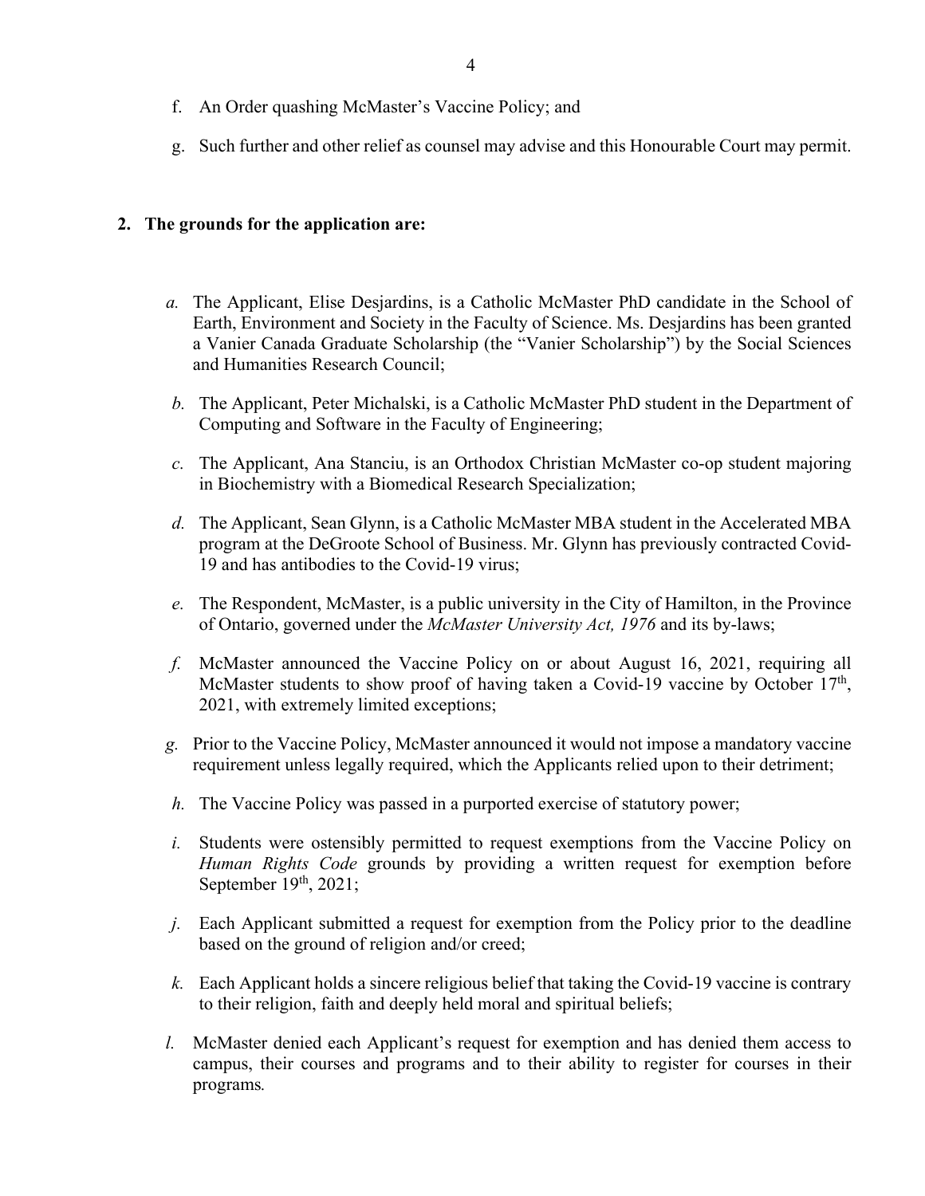f. An Order quashing McMaster's Vaccine Policy; and

g. Such further and other relief as counsel may advise and this Honourable Court may permit.

**2. The grounds for the application are:**

*a.* The Applicant, Elise Desjardins, is a Catholic McMaster PhD candidate in the School of Earth, Environment and Society in the Faculty of Science. Ms. Desjardins has been granted a Vanier Canada Graduate Scholarship (the "Vanier Scholarship") by the Social Sciences and Humanities Research Council;

*b.* The Applicant, Peter Michalski, is a Catholic McMaster PhD student in the Department of Computing and Software in the Faculty of Engineering;

*c.* The Applicant, Ana Stanciu, is an Orthodox Christian McMaster co-op student majoring in Biochemistry with a Biomedical Research Specialization;

*d.* The Applicant, Sean Glynn, is a Catholic McMaster MBA student in the Accelerated MBA program at the DeGroote School of Business. Mr. Glynn has previously contracted Covid-19 and has antibodies to the Covid-19 virus;

*e.* The Respondent, McMaster, is a public university in the City of Hamilton, in the Province of Ontario, governed under the *McMaster University Act, 1976* and its by-laws;

*f.* McMaster announced the Vaccine Policy on or about August 16, 2021, requiring all McMaster students to show proof of having taken a Covid-19 vaccine by October 17th, 2021, with extremely limited exceptions;

*g.* Prior to the Vaccine Policy, McMaster announced it would not impose a mandatory vaccine requirement unless legally required, which the Applicants relied upon to their detriment;

*h.* The Vaccine Policy was passed in a purported exercise of statutory power;

*i.* Students were ostensibly permitted to request exemptions from the Vaccine Policy on *Human Rights Code* grounds by providing a written request for exemption before September 19th, 2021;

*j.* Each Applicant submitted a request for exemption from the Policy prior to the deadline based on the ground of religion and/or creed;

*k.* Each Applicant holds a sincere religious belief that taking the Covid-19 vaccine is contrary to their religion, faith and deeply held moral and spiritual beliefs;

*l.* McMaster denied each Applicant's request for exemption and has denied them access to campus, their courses and programs and to their ability to register for courses in their programs.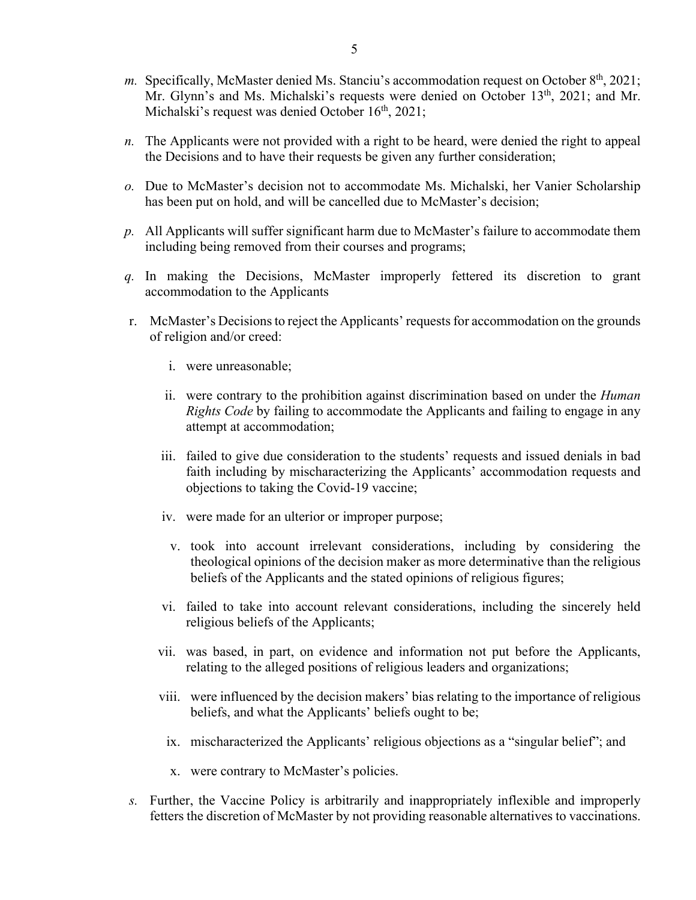*m.* Specifically, McMaster denied Ms. Stanciu's accommodation request on October 8th, 2021; Mr. Glynn's and Ms. Michalski's requests were denied on October 13th, 2021; and Mr. Michalski's request was denied October 16th, 2021;

*n.* The Applicants were not provided with a right to be heard, were denied the right to appeal the Decisions and to have their requests be given any further consideration;

*o.* Due to McMaster's decision not to accommodate Ms. Michalski, her Vanier Scholarship has been put on hold, and will be cancelled due to McMaster's decision;

*p.* All Applicants will suffer significant harm due to McMaster's failure to accommodate them including being removed from their courses and programs;

*q.* In making the Decisions, McMaster improperly fettered its discretion to grant accommodation to the Applicants

r. McMaster's Decisions to reject the Applicants' requests for accommodation on the grounds of religion and/or creed:

   i. were unreasonable;

   ii. were contrary to the prohibition against discrimination based on under the *Human Rights Code* by failing to accommodate the Applicants and failing to engage in any attempt at accommodation;

   iii. failed to give due consideration to the students' requests and issued denials in bad faith including by mischaracterizing the Applicants' accommodation requests and objections to taking the Covid-19 vaccine;

   iv. were made for an ulterior or improper purpose;

   v. took into account irrelevant considerations, including by considering the theological opinions of the decision maker as more determinative than the religious beliefs of the Applicants and the stated opinions of religious figures;

   vi. failed to take into account relevant considerations, including the sincerely held religious beliefs of the Applicants;

   vii. was based, in part, on evidence and information not put before the Applicants, relating to the alleged positions of religious leaders and organizations;

   viii. were influenced by the decision makers' bias relating to the importance of religious beliefs, and what the Applicants' beliefs ought to be;

   ix. mischaracterized the Applicants' religious objections as a "singular belief"; and

   x. were contrary to McMaster's policies.

*s.* Further, the Vaccine Policy is arbitrarily and inappropriately inflexible and improperly fetters the discretion of McMaster by not providing reasonable alternatives to vaccinations.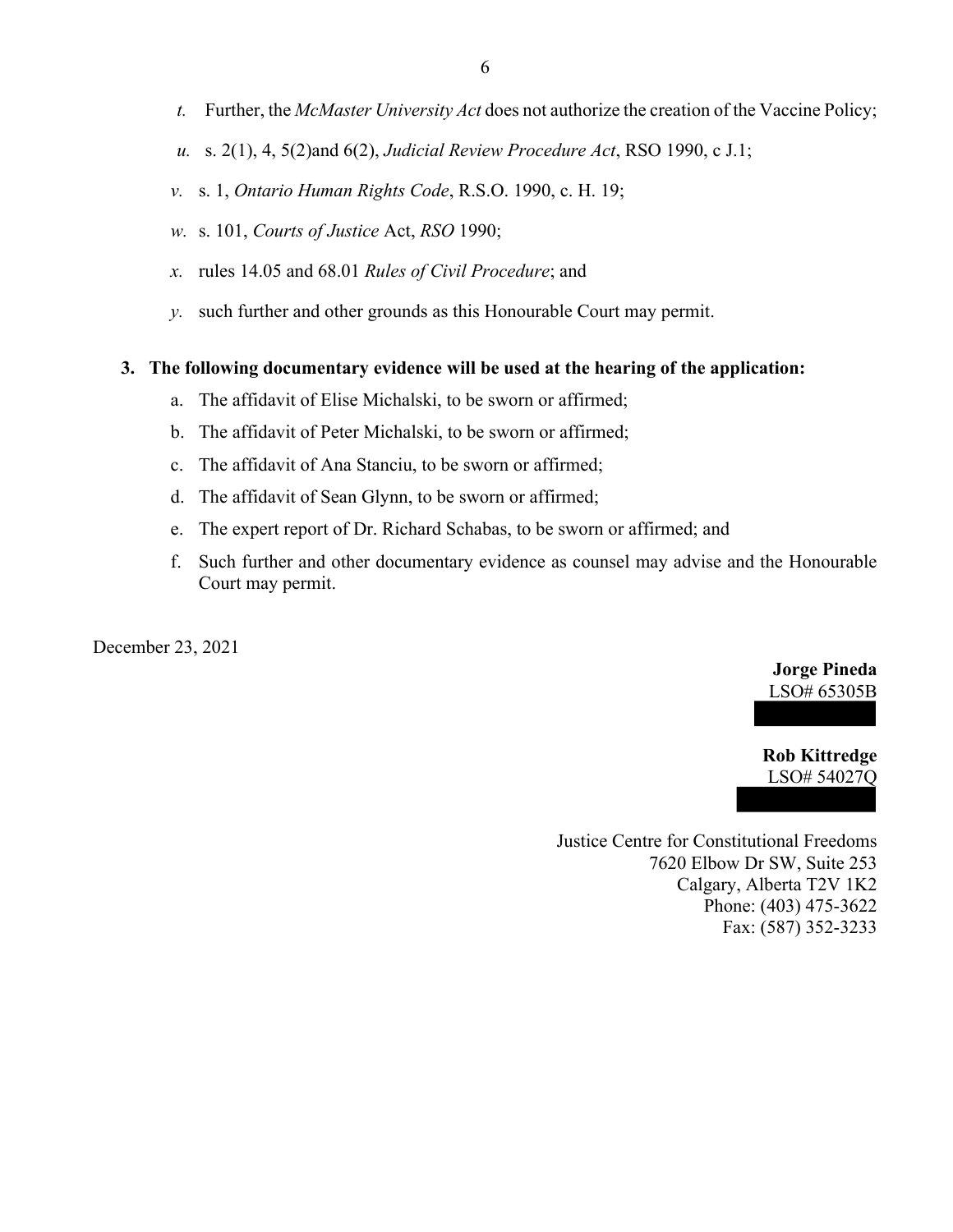*t.* Further, the *McMaster University Act* does not authorize the creation of the Vaccine Policy;

*u.* s. 2(1), 4, 5(2)and 6(2), *Judicial Review Procedure Act*, RSO 1990, c J.1;

*v.* s. 1, *Ontario Human Rights Code*, R.S.O. 1990, c. H. 19;

*w.* s. 101, *Courts of Justice* Act, *RSO* 1990;

*x.* rules 14.05 and 68.01 *Rules of Civil Procedure*; and

*y.* such further and other grounds as this Honourable Court may permit.

**3. The following documentary evidence will be used at the hearing of the application:**

a. The affidavit of Elise Michalski, to be sworn or affirmed;

b. The affidavit of Peter Michalski, to be sworn or affirmed;

c. The affidavit of Ana Stanciu, to be sworn or affirmed;

d. The affidavit of Sean Glynn, to be sworn or affirmed;

e. The expert report of Dr. Richard Schabas, to be sworn or affirmed; and

f. Such further and other documentary evidence as counsel may advise and the Honourable Court may permit.

December 23, 2021

**Jorge Pineda**
LSO# 65305B

**Rob Kittredge**
LSO# 54027Q

Justice Centre for Constitutional Freedoms
7620 Elbow Dr SW, Suite 253
Calgary, Alberta T2V 1K2
Phone: (403) 475-3622
Fax: (587) 352-3233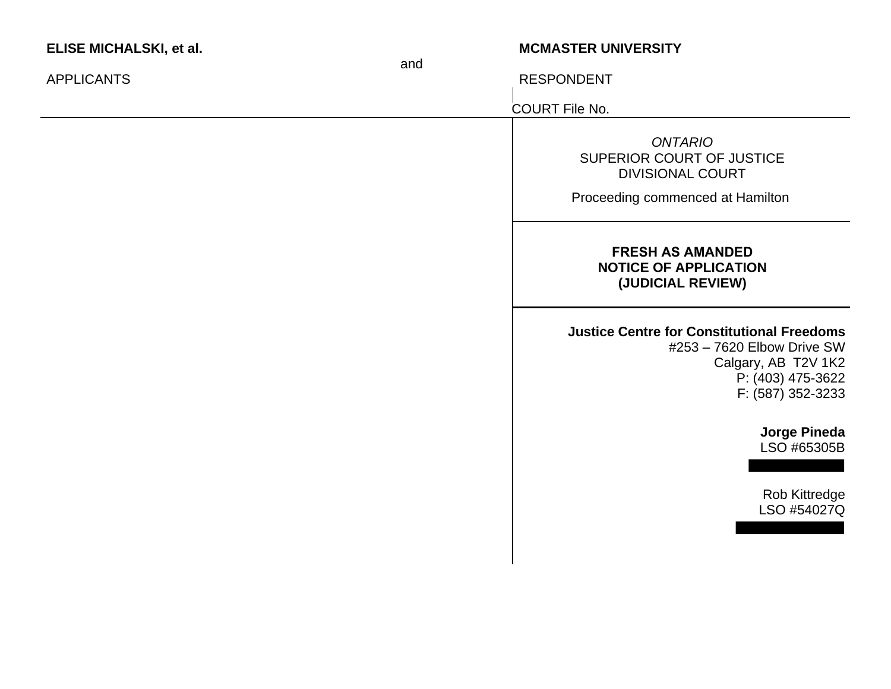**ELISE MICHALSKI, et al.**

APPLICANTS

and

**MCMASTER UNIVERSITY**

RESPONDENT

COURT File No.

*ONTARIO*

SUPERIOR COURT OF JUSTICE

DIVISIONAL COURT

Proceeding commenced at Hamilton

**FRESH AS AMANDED**
**NOTICE OF APPLICATION**
**(JUDICIAL REVIEW)**

**Justice Centre for Constitutional Freedoms**
#253 – 7620 Elbow Drive SW
Calgary, AB T2V 1K2
P: (403) 475-3622
F: (587) 352-3233

**Jorge Pineda**
LSO #65305B

Rob Kittredge
LSO #54027Q